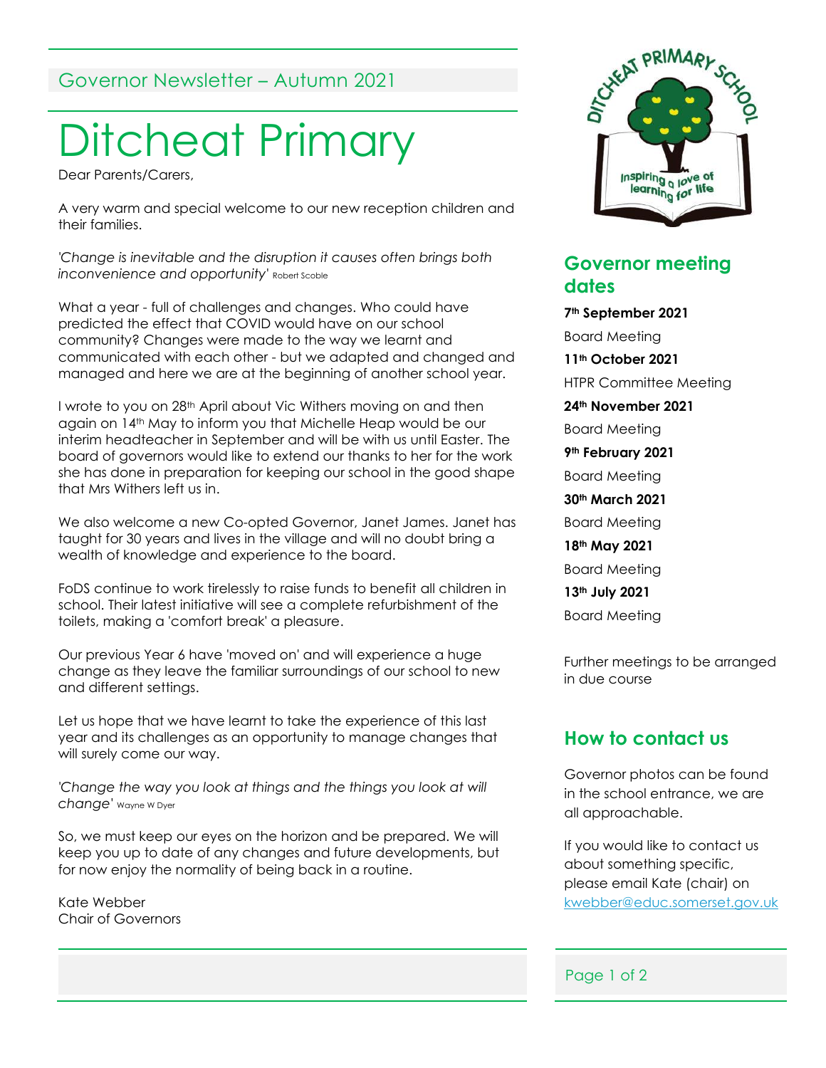Governor Newsletter – Autumn 2021

# Ditcheat Primary

Dear Parents/Carers,

A very warm and special welcome to our new reception children and their families.

*'Change is inevitable and the disruption it causes often brings both inconvenience and opportunity'* Robert Scoble

What a year - full of challenges and changes. Who could have predicted the effect that COVID would have on our school community? Changes were made to the way we learnt and communicated with each other - but we adapted and changed and managed and here we are at the beginning of another school year.

I wrote to you on 28th April about Vic Withers moving on and then again on 14th May to inform you that Michelle Heap would be our interim headteacher in September and will be with us until Easter. The board of governors would like to extend our thanks to her for the work she has done in preparation for keeping our school in the good shape that Mrs Withers left us in.

We also welcome a new Co-opted Governor, Janet James. Janet has taught for 30 years and lives in the village and will no doubt bring a wealth of knowledge and experience to the board.

FoDS continue to work tirelessly to raise funds to benefit all children in school. Their latest initiative will see a complete refurbishment of the toilets, making a 'comfort break' a pleasure.

Our previous Year 6 have 'moved on' and will experience a huge change as they leave the familiar surroundings of our school to new and different settings.

Let us hope that we have learnt to take the experience of this last year and its challenges as an opportunity to manage changes that will surely come our way.

*'Change the way you look at things and the things you look at will change'* Wayne W Dyer

So, we must keep our eyes on the horizon and be prepared. We will keep you up to date of any changes and future developments, but for now enjoy the normality of being back in a routine.

Kate Webber
Chair of Governors

## Governor meeting dates

**7th September 2021**
Board Meeting

**11th October 2021**
HTPR Committee Meeting

**24th November 2021**
Board Meeting

**9th February 2021**
Board Meeting

**30th March 2021**
Board Meeting

**18th May 2021**
Board Meeting

**13th July 2021**
Board Meeting

Further meetings to be arranged in due course

## How to contact us

Governor photos can be found in the school entrance, we are all approachable.

If you would like to contact us about something specific, please email Kate (chair) on kwebber@educ.somerset.gov.uk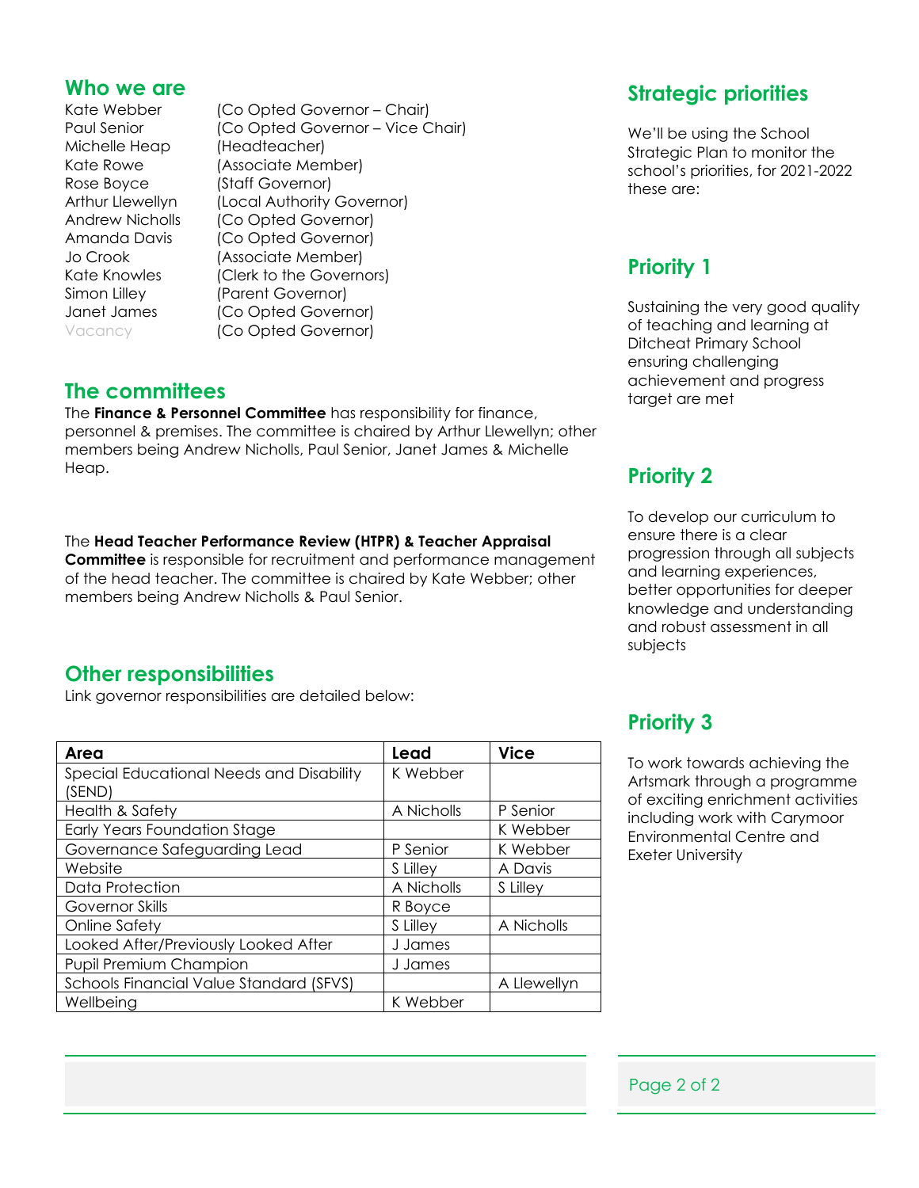## Who we are

Kate Webber (Co Opted Governor – Chair)
Paul Senior (Co Opted Governor – Vice Chair)
Michelle Heap (Headteacher)
Kate Rowe (Associate Member)
Rose Boyce (Staff Governor)
Arthur Llewellyn (Local Authority Governor)
Andrew Nicholls (Co Opted Governor)
Amanda Davis (Co Opted Governor)
Jo Crook (Associate Member)
Kate Knowles (Clerk to the Governors)
Simon Lilley (Parent Governor)
Janet James (Co Opted Governor)
Vacancy (Co Opted Governor)

## The committees

The **Finance & Personnel Committee** has responsibility for finance, personnel & premises. The committee is chaired by Arthur Llewellyn; other members being Andrew Nicholls, Paul Senior, Janet James & Michelle Heap.

The **Head Teacher Performance Review (HTPR) & Teacher Appraisal Committee** is responsible for recruitment and performance management of the head teacher. The committee is chaired by Kate Webber; other members being Andrew Nicholls & Paul Senior.

## Other responsibilities

Link governor responsibilities are detailed below:

| Area | Lead | Vice |
|---|---|---|
| Special Educational Needs and Disability (SEND) | K Webber | |
| Health & Safety | A Nicholls | P Senior |
| Early Years Foundation Stage | | K Webber |
| Governance Safeguarding Lead | P Senior | K Webber |
| Website | S Lilley | A Davis |
| Data Protection | A Nicholls | S Lilley |
| Governor Skills | R Boyce | |
| Online Safety | S Lilley | A Nicholls |
| Looked After/Previously Looked After | J James | |
| Pupil Premium Champion | J James | |
| Schools Financial Value Standard (SFVS) | | A Llewellyn |
| Wellbeing | K Webber | |

## Strategic priorities

We'll be using the School Strategic Plan to monitor the school's priorities, for 2021-2022 these are:

## Priority 1

Sustaining the very good quality of teaching and learning at Ditcheat Primary School ensuring challenging achievement and progress target are met

## Priority 2

To develop our curriculum to ensure there is a clear progression through all subjects and learning experiences, better opportunities for deeper knowledge and understanding and robust assessment in all subjects

## Priority 3

To work towards achieving the Artsmark through a programme of exciting enrichment activities including work with Carymoor Environmental Centre and Exeter University